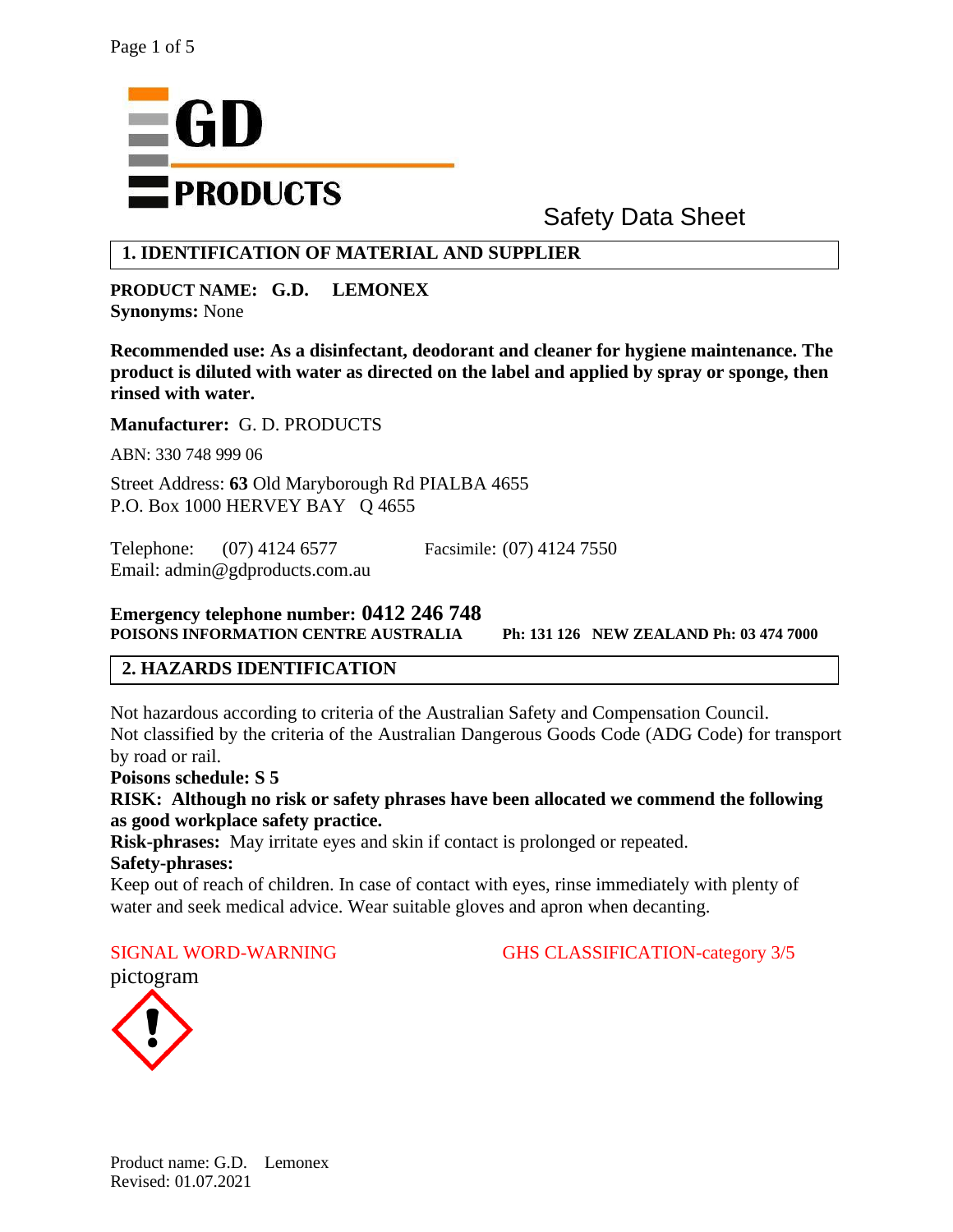GD PRODUCTS

Safety Data Sheet

## 1. IDENTIFICATION OF MATERIAL AND SUPPLIER

**PRODUCT NAME: G.D. LEMONEX**
**Synonyms:** None

**Recommended use: As a disinfectant, deodorant and cleaner for hygiene maintenance. The product is diluted with water as directed on the label and applied by spray or sponge, then rinsed with water.**

**Manufacturer:** G. D. PRODUCTS

ABN: 330 748 999 06

Street Address: **63** Old Maryborough Rd PIALBA 4655
P.O. Box 1000 HERVEY BAY Q 4655

Telephone: (07) 4124 6577 Facsimile: (07) 4124 7550
Email: admin@gdproducts.com.au

**Emergency telephone number: 0412 246 748**
**POISONS INFORMATION CENTRE AUSTRALIA Ph: 131 126 NEW ZEALAND Ph: 03 474 7000**

## 2. HAZARDS IDENTIFICATION

Not hazardous according to criteria of the Australian Safety and Compensation Council.
Not classified by the criteria of the Australian Dangerous Goods Code (ADG Code) for transport by road or rail.
**Poisons schedule: S 5**
**RISK: Although no risk or safety phrases have been allocated we commend the following as good workplace safety practice.**
**Risk-phrases:** May irritate eyes and skin if contact is prolonged or repeated.
**Safety-phrases:**
Keep out of reach of children. In case of contact with eyes, rinse immediately with plenty of water and seek medical advice. Wear suitable gloves and apron when decanting.

SIGNAL WORD-WARNING GHS CLASSIFICATION-category 3/5

pictogram

Product name: G.D. Lemonex
Revised: 01.07.2021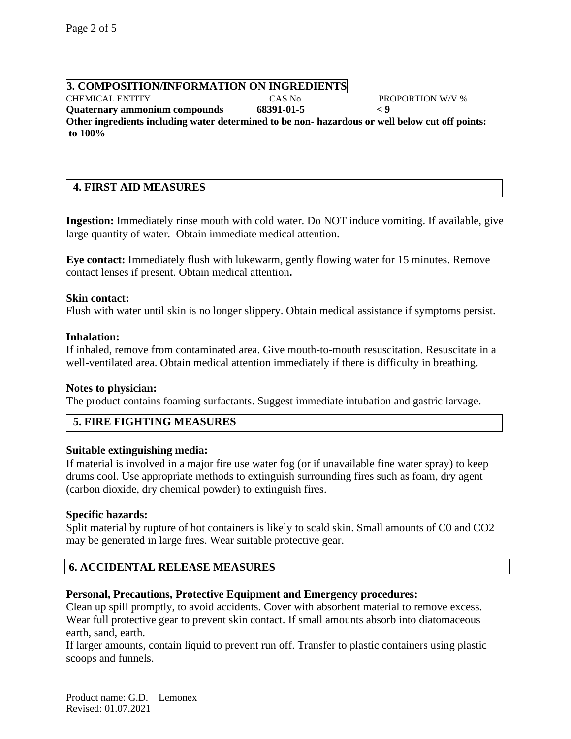## 3. COMPOSITION/INFORMATION ON INGREDIENTS

| CHEMICAL ENTITY | CAS No | PROPORTION W/V % |
|---|---|---|
| **Quaternary ammonium compounds** | **68391-01-5** | **< 9** |

**Other ingredients including water determined to be non- hazardous or well below cut off points: to 100%**

## 4. FIRST AID MEASURES

**Ingestion:** Immediately rinse mouth with cold water. Do NOT induce vomiting. If available, give large quantity of water. Obtain immediate medical attention.

**Eye contact:** Immediately flush with lukewarm, gently flowing water for 15 minutes. Remove contact lenses if present. Obtain medical attention**.**

**Skin contact:**
Flush with water until skin is no longer slippery. Obtain medical assistance if symptoms persist.

**Inhalation:**
If inhaled, remove from contaminated area. Give mouth-to-mouth resuscitation. Resuscitate in a well-ventilated area. Obtain medical attention immediately if there is difficulty in breathing.

**Notes to physician:**
The product contains foaming surfactants. Suggest immediate intubation and gastric larvage.

## 5. FIRE FIGHTING MEASURES

**Suitable extinguishing media:**
If material is involved in a major fire use water fog (or if unavailable fine water spray) to keep drums cool. Use appropriate methods to extinguish surrounding fires such as foam, dry agent (carbon dioxide, dry chemical powder) to extinguish fires.

**Specific hazards:**
Split material by rupture of hot containers is likely to scald skin. Small amounts of C0 and CO2 may be generated in large fires. Wear suitable protective gear.

## 6. ACCIDENTAL RELEASE MEASURES

**Personal, Precautions, Protective Equipment and Emergency procedures:**
Clean up spill promptly, to avoid accidents. Cover with absorbent material to remove excess. Wear full protective gear to prevent skin contact. If small amounts absorb into diatomaceous earth, sand, earth.
If larger amounts, contain liquid to prevent run off. Transfer to plastic containers using plastic scoops and funnels.

Product name: G.D. Lemonex
Revised: 01.07.2021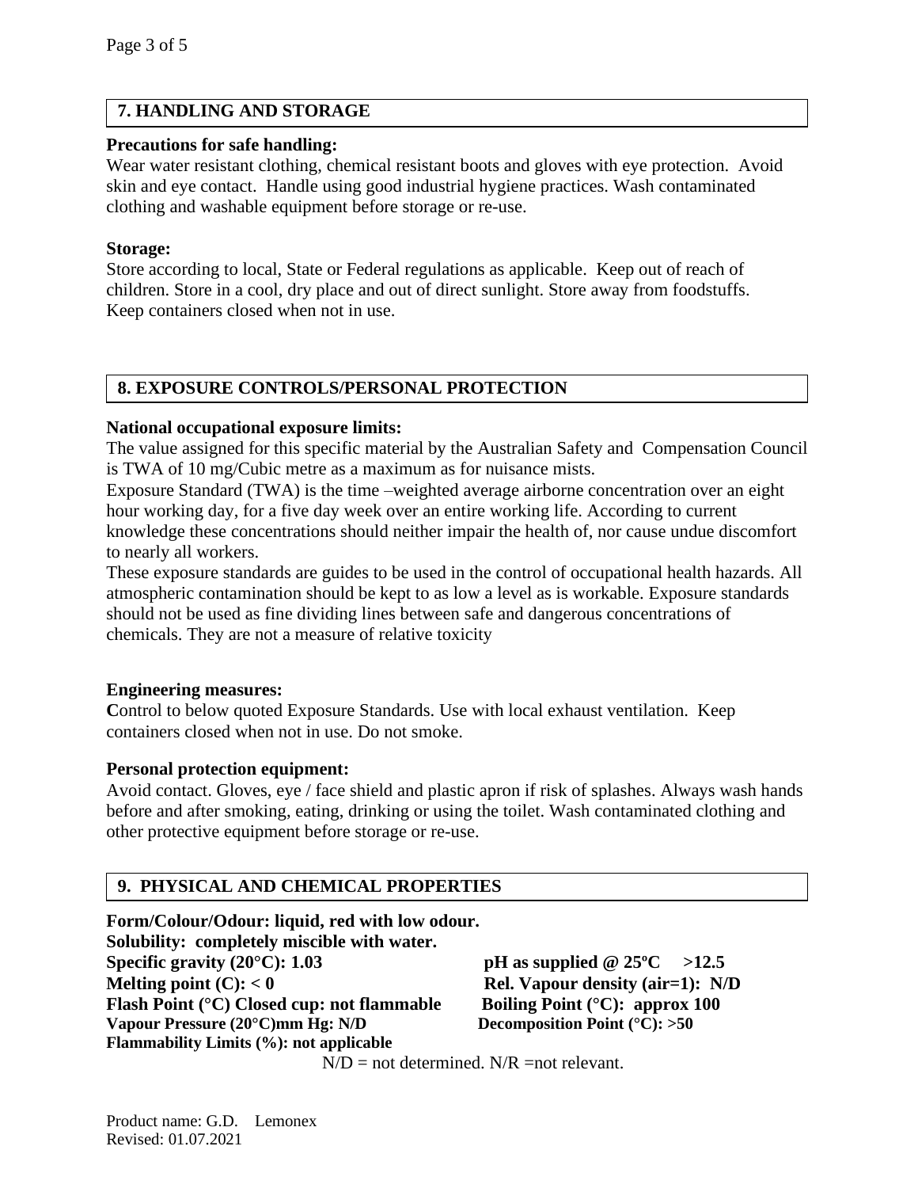## 7. HANDLING AND STORAGE

**Precautions for safe handling:**

Wear water resistant clothing, chemical resistant boots and gloves with eye protection. Avoid skin and eye contact. Handle using good industrial hygiene practices. Wash contaminated clothing and washable equipment before storage or re-use.

**Storage:**

Store according to local, State or Federal regulations as applicable. Keep out of reach of children. Store in a cool, dry place and out of direct sunlight. Store away from foodstuffs. Keep containers closed when not in use.

## 8. EXPOSURE CONTROLS/PERSONAL PROTECTION

**National occupational exposure limits:**

The value assigned for this specific material by the Australian Safety and Compensation Council is TWA of 10 mg/Cubic metre as a maximum as for nuisance mists.

Exposure Standard (TWA) is the time –weighted average airborne concentration over an eight hour working day, for a five day week over an entire working life. According to current knowledge these concentrations should neither impair the health of, nor cause undue discomfort to nearly all workers.

These exposure standards are guides to be used in the control of occupational health hazards. All atmospheric contamination should be kept to as low a level as is workable. Exposure standards should not be used as fine dividing lines between safe and dangerous concentrations of chemicals. They are not a measure of relative toxicity

**Engineering measures:**

**C**ontrol to below quoted Exposure Standards. Use with local exhaust ventilation. Keep containers closed when not in use. Do not smoke.

**Personal protection equipment:**

Avoid contact. Gloves, eye / face shield and plastic apron if risk of splashes. Always wash hands before and after smoking, eating, drinking or using the toilet. Wash contaminated clothing and other protective equipment before storage or re-use.

## 9. PHYSICAL AND CHEMICAL PROPERTIES

**Form/Colour/Odour: liquid, red with low odour.**
**Solubility: completely miscible with water.**
**Specific gravity (20°C): 1.03**
**pH as supplied @ 25ºC >12.5**
**Melting point (C): < 0**
**Rel. Vapour density (air=1): N/D**
**Flash Point (°C) Closed cup: not flammable**
**Boiling Point (°C): approx 100**
**Vapour Pressure (20°C)mm Hg: N/D**
**Decomposition Point (°C): >50**
**Flammability Limits (%): not applicable**

N/D = not determined. N/R =not relevant.

Product name: G.D. Lemonex
Revised: 01.07.2021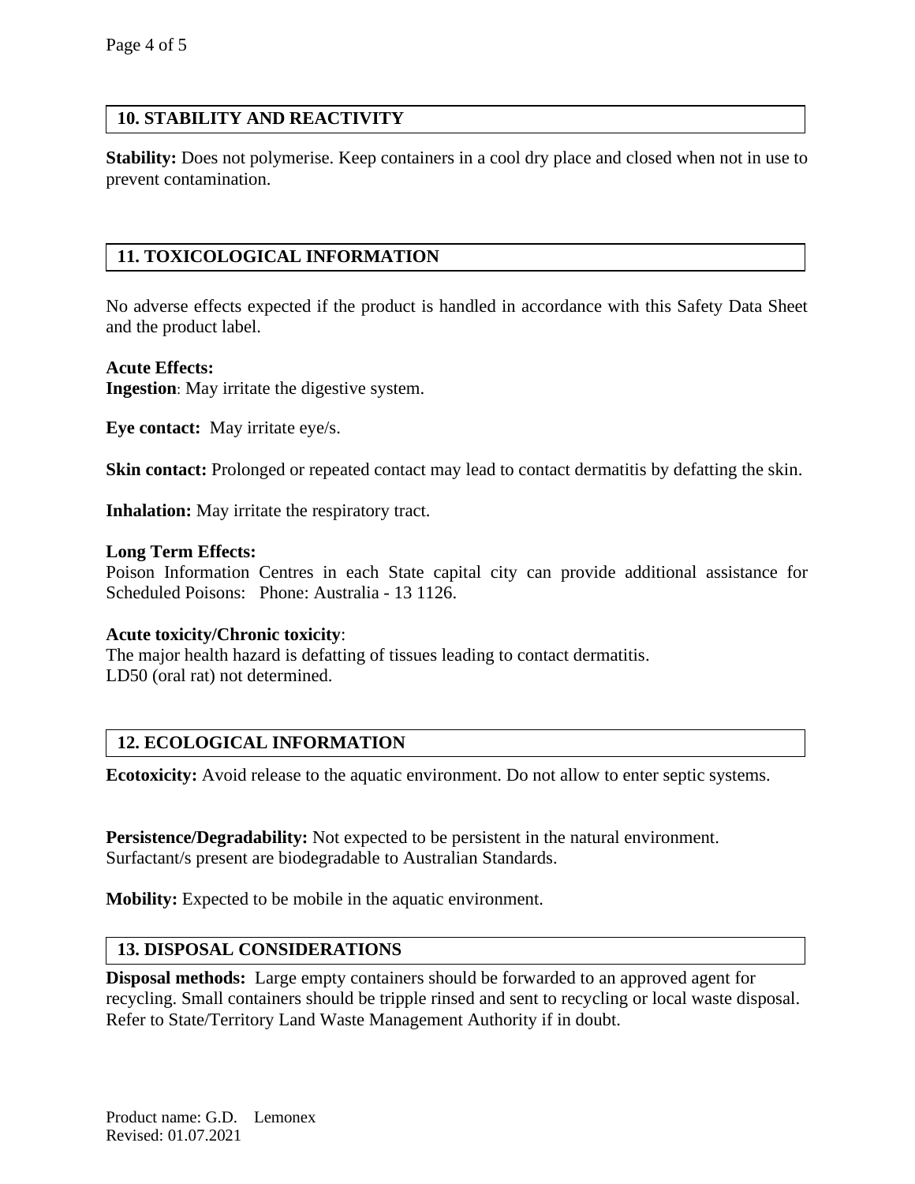## 10. STABILITY AND REACTIVITY

**Stability:** Does not polymerise. Keep containers in a cool dry place and closed when not in use to prevent contamination.

## 11. TOXICOLOGICAL INFORMATION

No adverse effects expected if the product is handled in accordance with this Safety Data Sheet and the product label.

**Acute Effects:**
**Ingestion**: May irritate the digestive system.

**Eye contact:** May irritate eye/s.

**Skin contact:** Prolonged or repeated contact may lead to contact dermatitis by defatting the skin.

**Inhalation:** May irritate the respiratory tract.

**Long Term Effects:**
Poison Information Centres in each State capital city can provide additional assistance for Scheduled Poisons: Phone: Australia - 13 1126.

**Acute toxicity/Chronic toxicity**:
The major health hazard is defatting of tissues leading to contact dermatitis.
LD50 (oral rat) not determined.

## 12. ECOLOGICAL INFORMATION

**Ecotoxicity:** Avoid release to the aquatic environment. Do not allow to enter septic systems.

**Persistence/Degradability:** Not expected to be persistent in the natural environment.
Surfactant/s present are biodegradable to Australian Standards.

**Mobility:** Expected to be mobile in the aquatic environment.

## 13. DISPOSAL CONSIDERATIONS

**Disposal methods:** Large empty containers should be forwarded to an approved agent for recycling. Small containers should be tripple rinsed and sent to recycling or local waste disposal. Refer to State/Territory Land Waste Management Authority if in doubt.

Product name: G.D. Lemonex
Revised: 01.07.2021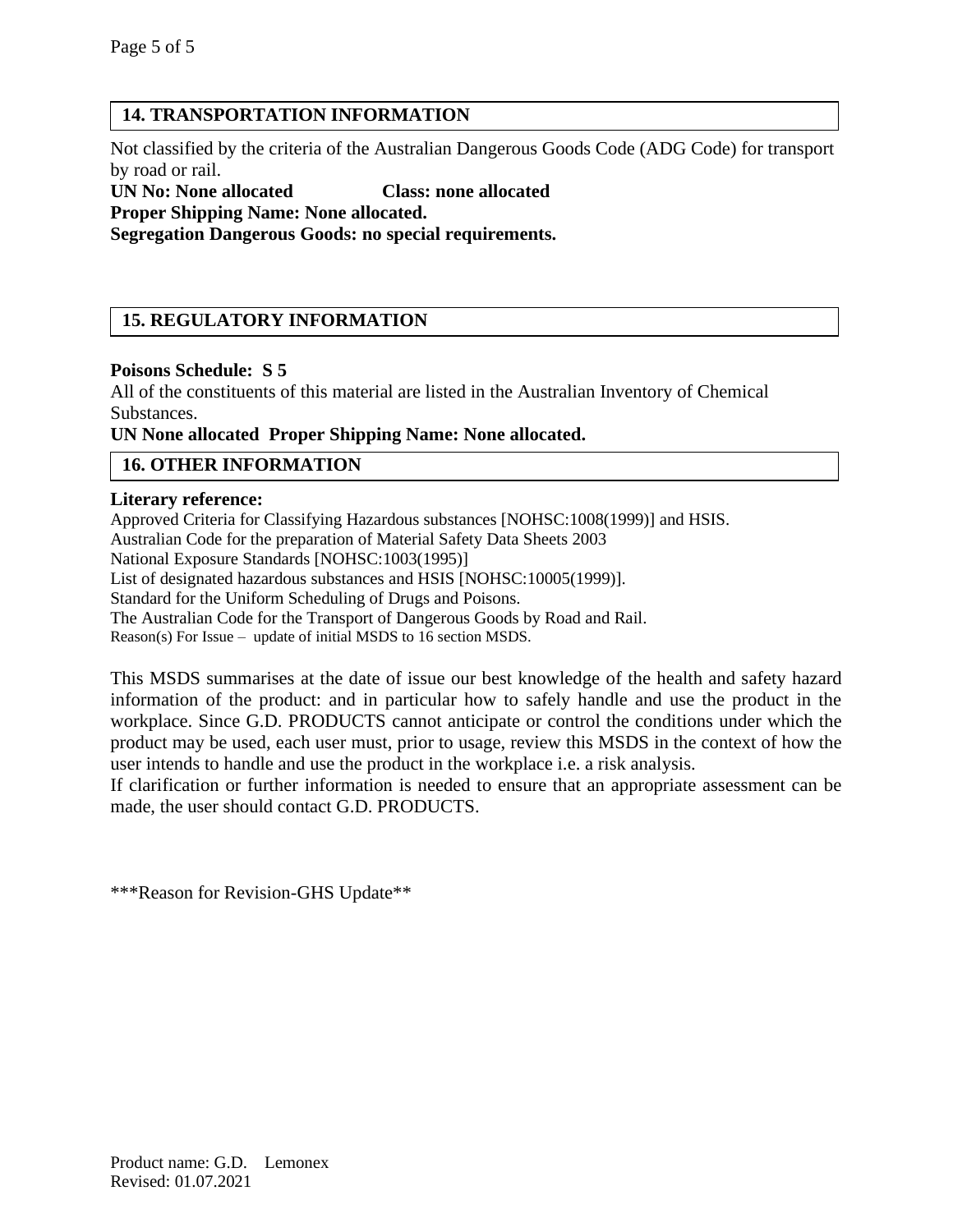## 14. TRANSPORTATION INFORMATION

Not classified by the criteria of the Australian Dangerous Goods Code (ADG Code) for transport by road or rail.

**UN No: None allocated Class: none allocated**

**Proper Shipping Name: None allocated.**

**Segregation Dangerous Goods: no special requirements.**

## 15. REGULATORY INFORMATION

**Poisons Schedule: S 5**

All of the constituents of this material are listed in the Australian Inventory of Chemical Substances.

**UN None allocated Proper Shipping Name: None allocated.**

## 16. OTHER INFORMATION

**Literary reference:**

Approved Criteria for Classifying Hazardous substances [NOHSC:1008(1999)] and HSIS.
Australian Code for the preparation of Material Safety Data Sheets 2003
National Exposure Standards [NOHSC:1003(1995)]
List of designated hazardous substances and HSIS [NOHSC:10005(1999)].
Standard for the Uniform Scheduling of Drugs and Poisons.
The Australian Code for the Transport of Dangerous Goods by Road and Rail.
Reason(s) For Issue – update of initial MSDS to 16 section MSDS.

This MSDS summarises at the date of issue our best knowledge of the health and safety hazard information of the product: and in particular how to safely handle and use the product in the workplace. Since G.D. PRODUCTS cannot anticipate or control the conditions under which the product may be used, each user must, prior to usage, review this MSDS in the context of how the user intends to handle and use the product in the workplace i.e. a risk analysis.

If clarification or further information is needed to ensure that an appropriate assessment can be made, the user should contact G.D. PRODUCTS.

***Reason for Revision-GHS Update**